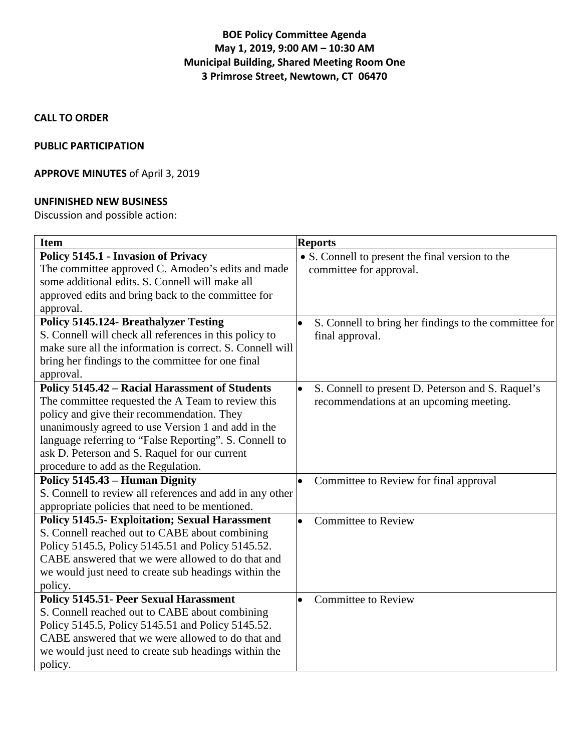**BOE Policy Committee Agenda**
**May 1, 2019, 9:00 AM – 10:30 AM**
**Municipal Building, Shared Meeting Room One**
**3 Primrose Street, Newtown, CT 06470**

**CALL TO ORDER**

**PUBLIC PARTICIPATION**

**APPROVE MINUTES** of April 3, 2019

**UNFINISHED NEW BUSINESS**

Discussion and possible action:

| Item | Reports |
|---|---|
| **Policy 5145.1 - Invasion of Privacy** The committee approved C. Amodeo's edits and made some additional edits. S. Connell will make all approved edits and bring back to the committee for approval. | • S. Connell to present the final version to the committee for approval. |
| **Policy 5145.124- Breathalyzer Testing** S. Connell will check all references in this policy to make sure all the information is correct. S. Connell will bring her findings to the committee for one final approval. | • S. Connell to bring her findings to the committee for final approval. |
| **Policy 5145.42 – Racial Harassment of Students** The committee requested the A Team to review this policy and give their recommendation. They unanimously agreed to use Version 1 and add in the language referring to "False Reporting". S. Connell to ask D. Peterson and S. Raquel for our current procedure to add as the Regulation. | • S. Connell to present D. Peterson and S. Raquel's recommendations at an upcoming meeting. |
| **Policy 5145.43 – Human Dignity** S. Connell to review all references and add in any other appropriate policies that need to be mentioned. | • Committee to Review for final approval |
| **Policy 5145.5- Exploitation; Sexual Harassment** S. Connell reached out to CABE about combining Policy 5145.5, Policy 5145.51 and Policy 5145.52. CABE answered that we were allowed to do that and we would just need to create sub headings within the policy. | • Committee to Review |
| **Policy 5145.51- Peer Sexual Harassment** S. Connell reached out to CABE about combining Policy 5145.5, Policy 5145.51 and Policy 5145.52. CABE answered that we were allowed to do that and we would just need to create sub headings within the policy. | • Committee to Review |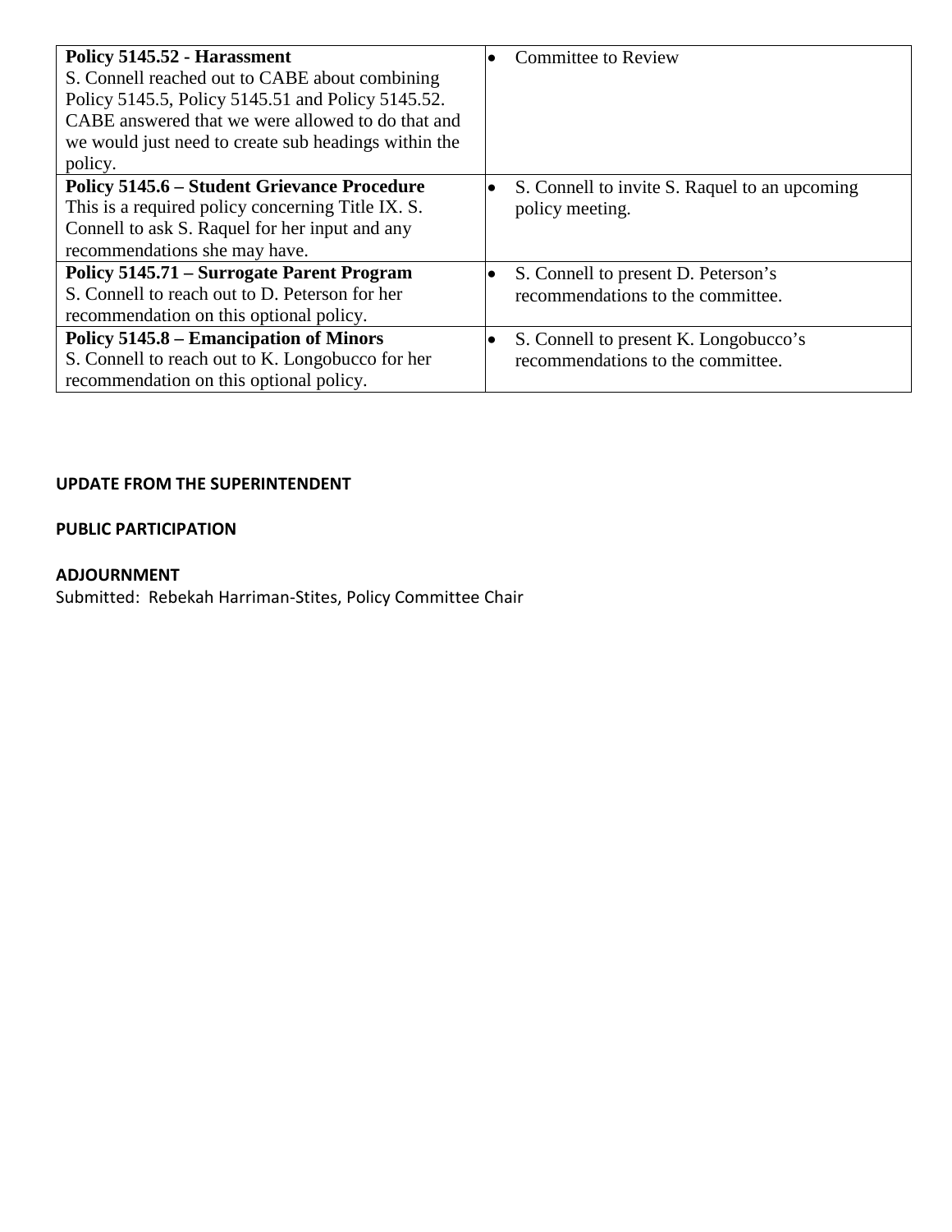| | |
|---|---|
| **Policy 5145.52 - Harassment**<br>S. Connell reached out to CABE about combining Policy 5145.5, Policy 5145.51 and Policy 5145.52. CABE answered that we were allowed to do that and we would just need to create sub headings within the policy. | • Committee to Review |
| **Policy 5145.6 – Student Grievance Procedure**<br>This is a required policy concerning Title IX. S. Connell to ask S. Raquel for her input and any recommendations she may have. | • S. Connell to invite S. Raquel to an upcoming policy meeting. |
| **Policy 5145.71 – Surrogate Parent Program**<br>S. Connell to reach out to D. Peterson for her recommendation on this optional policy. | • S. Connell to present D. Peterson's recommendations to the committee. |
| **Policy 5145.8 – Emancipation of Minors**<br>S. Connell to reach out to K. Longobucco for her recommendation on this optional policy. | • S. Connell to present K. Longobucco's recommendations to the committee. |

**UPDATE FROM THE SUPERINTENDENT**

**PUBLIC PARTICIPATION**

**ADJOURNMENT**

Submitted: Rebekah Harriman-Stites, Policy Committee Chair